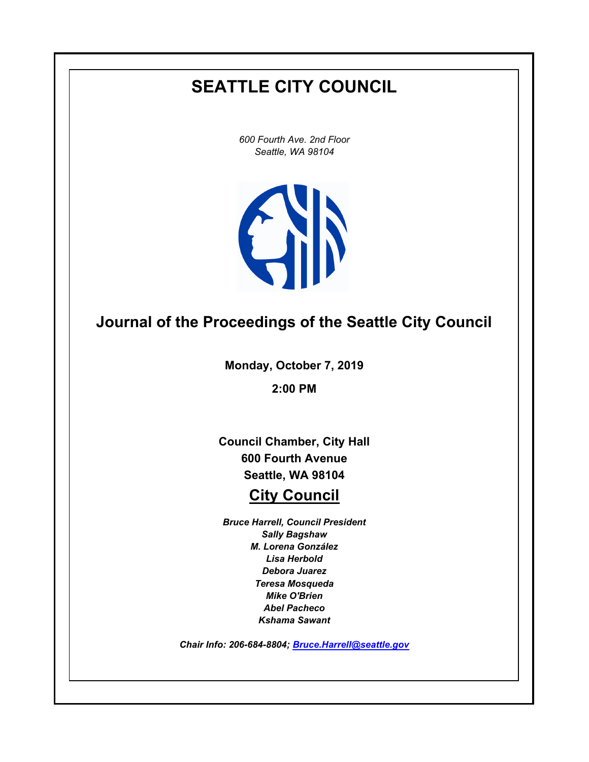# SEATTLE CITY COUNCIL

*600 Fourth Ave. 2nd Floor*
*Seattle, WA 98104*

## Journal of the Proceedings of the Seattle City Council

**Monday, October 7, 2019**

**2:00 PM**

**Council Chamber, City Hall**
**600 Fourth Avenue**
**Seattle, WA 98104**

## City Council

***Bruce Harrell, Council President***
***Sally Bagshaw***
***M. Lorena González***
***Lisa Herbold***
***Debora Juarez***
***Teresa Mosqueda***
***Mike O'Brien***
***Abel Pacheco***
***Kshama Sawant***

***Chair Info: 206-684-8804; Bruce.Harrell@seattle.gov***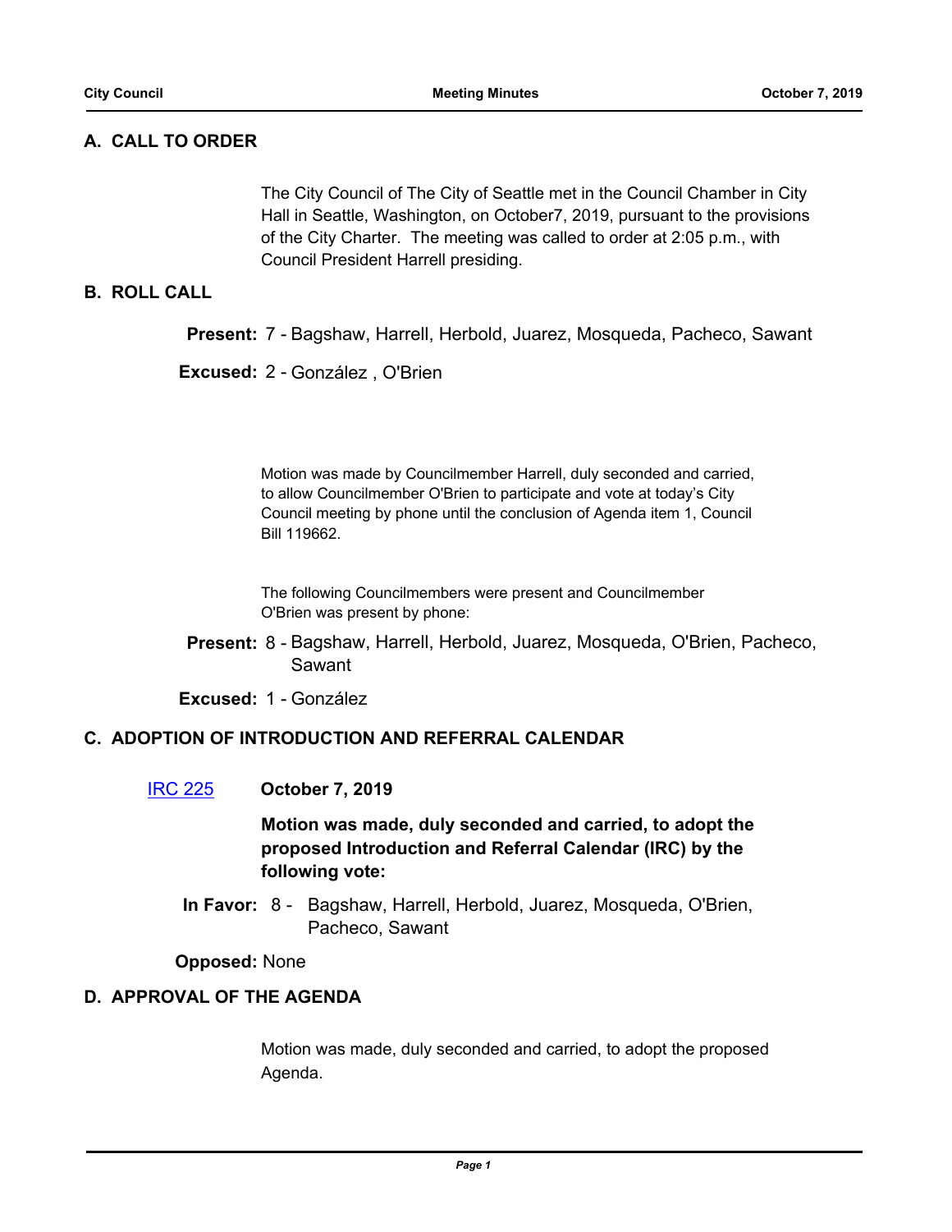## A. CALL TO ORDER

The City Council of The City of Seattle met in the Council Chamber in City Hall in Seattle, Washington, on October7, 2019, pursuant to the provisions of the City Charter. The meeting was called to order at 2:05 p.m., with Council President Harrell presiding.

## B. ROLL CALL

**Present:** 7 - Bagshaw, Harrell, Herbold, Juarez, Mosqueda, Pacheco, Sawant

**Excused:** 2 - González , O'Brien

Motion was made by Councilmember Harrell, duly seconded and carried, to allow Councilmember O'Brien to participate and vote at today's City Council meeting by phone until the conclusion of Agenda item 1, Council Bill 119662.

The following Councilmembers were present and Councilmember O'Brien was present by phone:

**Present:** 8 - Bagshaw, Harrell, Herbold, Juarez, Mosqueda, O'Brien, Pacheco, Sawant

**Excused:** 1 - González

## C. ADOPTION OF INTRODUCTION AND REFERRAL CALENDAR

IRC 225 **October 7, 2019**

**Motion was made, duly seconded and carried, to adopt the proposed Introduction and Referral Calendar (IRC) by the following vote:**

**In Favor:** 8 - Bagshaw, Harrell, Herbold, Juarez, Mosqueda, O'Brien, Pacheco, Sawant

**Opposed:** None

## D. APPROVAL OF THE AGENDA

Motion was made, duly seconded and carried, to adopt the proposed Agenda.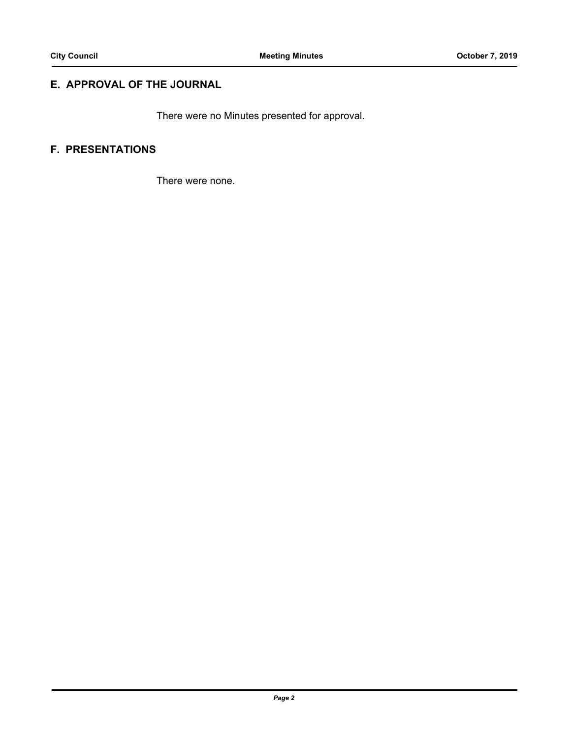## E. APPROVAL OF THE JOURNAL

There were no Minutes presented for approval.

## F. PRESENTATIONS

There were none.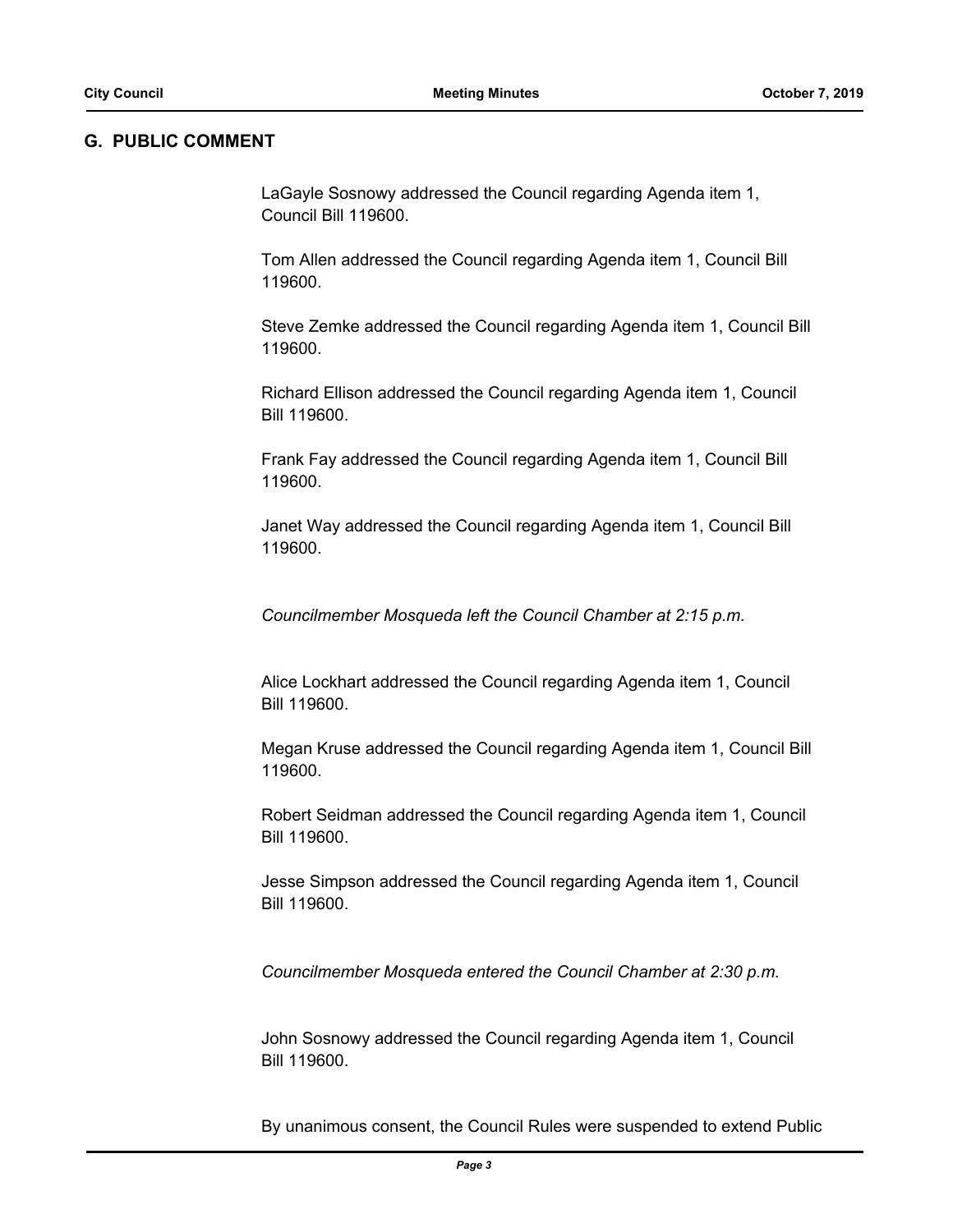## G. PUBLIC COMMENT

LaGayle Sosnowy addressed the Council regarding Agenda item 1, Council Bill 119600.

Tom Allen addressed the Council regarding Agenda item 1, Council Bill 119600.

Steve Zemke addressed the Council regarding Agenda item 1, Council Bill 119600.

Richard Ellison addressed the Council regarding Agenda item 1, Council Bill 119600.

Frank Fay addressed the Council regarding Agenda item 1, Council Bill 119600.

Janet Way addressed the Council regarding Agenda item 1, Council Bill 119600.

*Councilmember Mosqueda left the Council Chamber at 2:15 p.m.*

Alice Lockhart addressed the Council regarding Agenda item 1, Council Bill 119600.

Megan Kruse addressed the Council regarding Agenda item 1, Council Bill 119600.

Robert Seidman addressed the Council regarding Agenda item 1, Council Bill 119600.

Jesse Simpson addressed the Council regarding Agenda item 1, Council Bill 119600.

*Councilmember Mosqueda entered the Council Chamber at 2:30 p.m.*

John Sosnowy addressed the Council regarding Agenda item 1, Council Bill 119600.

By unanimous consent, the Council Rules were suspended to extend Public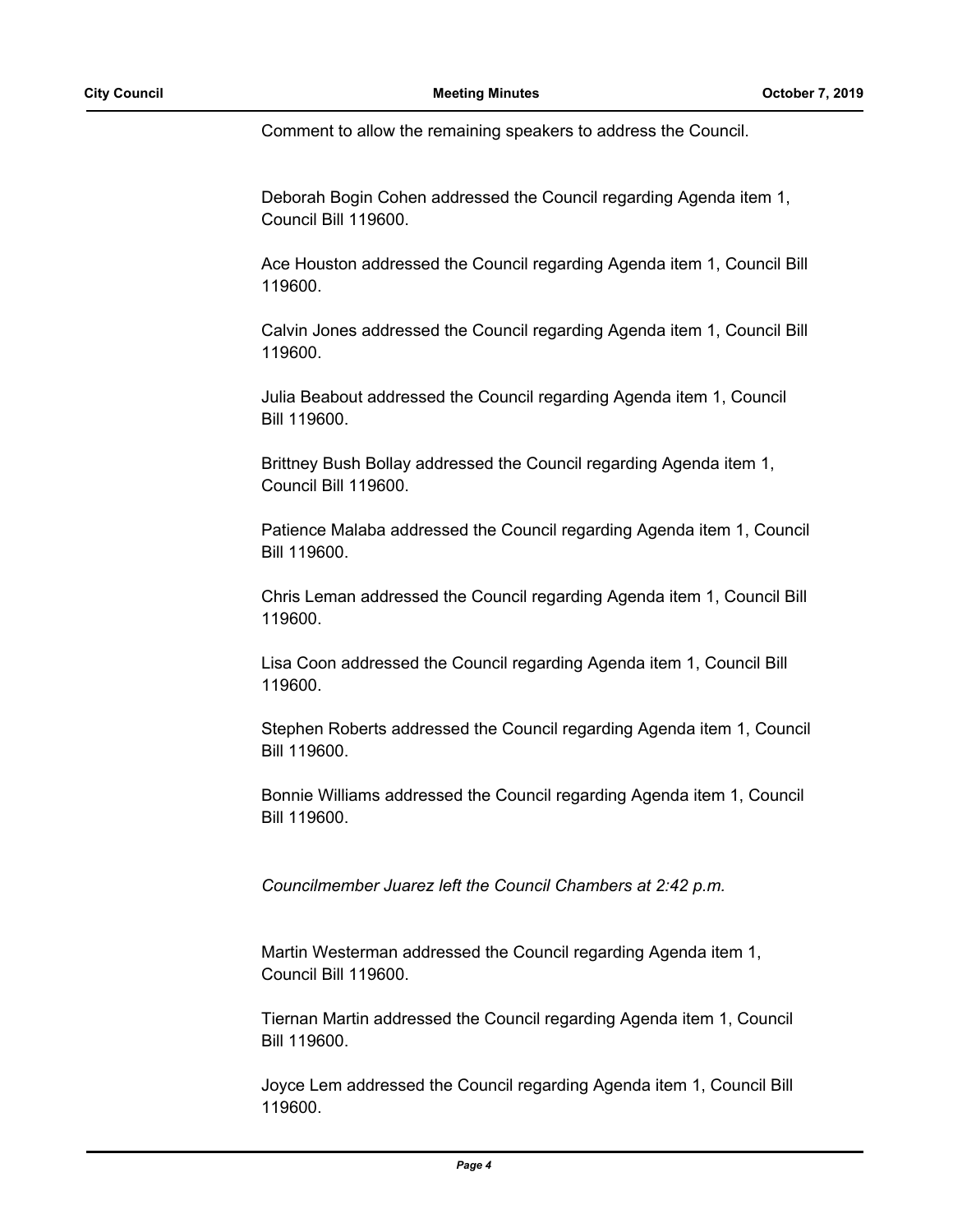Comment to allow the remaining speakers to address the Council.

Deborah Bogin Cohen addressed the Council regarding Agenda item 1, Council Bill 119600.

Ace Houston addressed the Council regarding Agenda item 1, Council Bill 119600.

Calvin Jones addressed the Council regarding Agenda item 1, Council Bill 119600.

Julia Beabout addressed the Council regarding Agenda item 1, Council Bill 119600.

Brittney Bush Bollay addressed the Council regarding Agenda item 1, Council Bill 119600.

Patience Malaba addressed the Council regarding Agenda item 1, Council Bill 119600.

Chris Leman addressed the Council regarding Agenda item 1, Council Bill 119600.

Lisa Coon addressed the Council regarding Agenda item 1, Council Bill 119600.

Stephen Roberts addressed the Council regarding Agenda item 1, Council Bill 119600.

Bonnie Williams addressed the Council regarding Agenda item 1, Council Bill 119600.

*Councilmember Juarez left the Council Chambers at 2:42 p.m.*

Martin Westerman addressed the Council regarding Agenda item 1, Council Bill 119600.

Tiernan Martin addressed the Council regarding Agenda item 1, Council Bill 119600.

Joyce Lem addressed the Council regarding Agenda item 1, Council Bill 119600.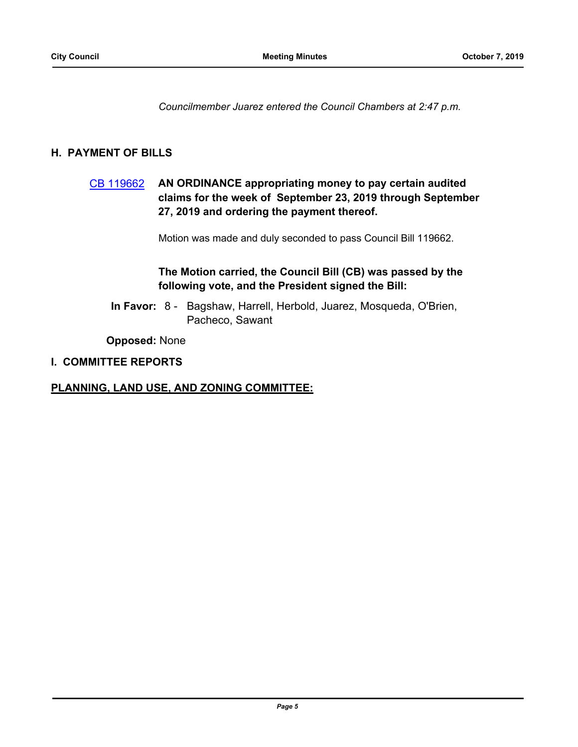*Councilmember Juarez entered the Council Chambers at 2:47 p.m.*

## H. PAYMENT OF BILLS

CB 119662 **AN ORDINANCE appropriating money to pay certain audited claims for the week of September 23, 2019 through September 27, 2019 and ordering the payment thereof.**

Motion was made and duly seconded to pass Council Bill 119662.

**The Motion carried, the Council Bill (CB) was passed by the following vote, and the President signed the Bill:**

**In Favor:** 8 - Bagshaw, Harrell, Herbold, Juarez, Mosqueda, O'Brien, Pacheco, Sawant

**Opposed:** None

## I. COMMITTEE REPORTS

**PLANNING, LAND USE, AND ZONING COMMITTEE:**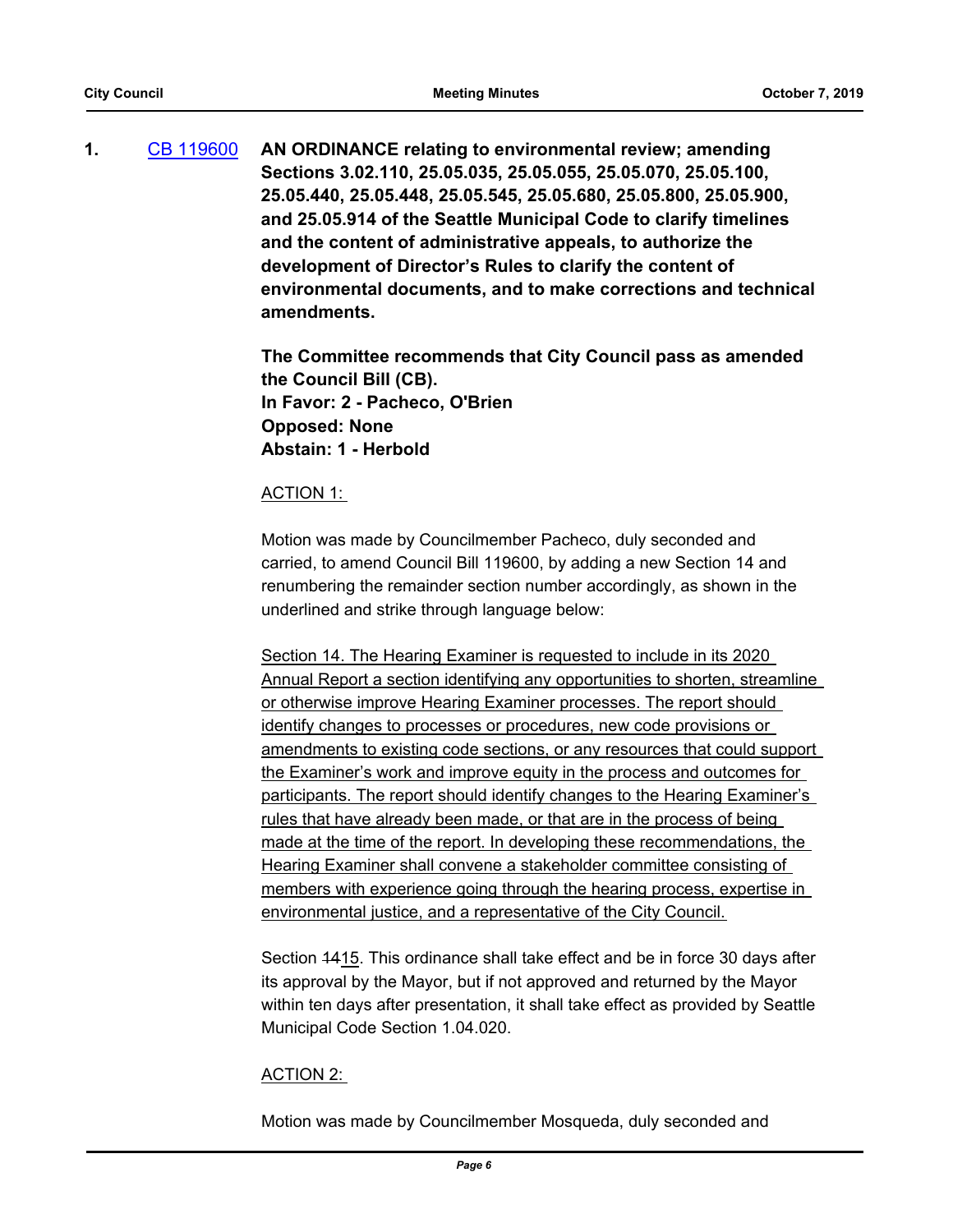**1.** CB 119600 **AN ORDINANCE relating to environmental review; amending Sections 3.02.110, 25.05.035, 25.05.055, 25.05.070, 25.05.100, 25.05.440, 25.05.448, 25.05.545, 25.05.680, 25.05.800, 25.05.900, and 25.05.914 of the Seattle Municipal Code to clarify timelines and the content of administrative appeals, to authorize the development of Director's Rules to clarify the content of environmental documents, and to make corrections and technical amendments.**

**The Committee recommends that City Council pass as amended the Council Bill (CB).**
**In Favor: 2 - Pacheco, O'Brien**
**Opposed: None**
**Abstain: 1 - Herbold**

<u>ACTION 1:</u>

Motion was made by Councilmember Pacheco, duly seconded and carried, to amend Council Bill 119600, by adding a new Section 14 and renumbering the remainder section number accordingly, as shown in the underlined and strike through language below:

<u>Section 14. The Hearing Examiner is requested to include in its 2020 Annual Report a section identifying any opportunities to shorten, streamline or otherwise improve Hearing Examiner processes. The report should identify changes to processes or procedures, new code provisions or amendments to existing code sections, or any resources that could support the Examiner's work and improve equity in the process and outcomes for participants. The report should identify changes to the Hearing Examiner's rules that have already been made, or that are in the process of being made at the time of the report. In developing these recommendations, the Hearing Examiner shall convene a stakeholder committee consisting of members with experience going through the hearing process, expertise in environmental justice, and a representative of the City Council.</u>

Section ~~14~~<u>15</u>. This ordinance shall take effect and be in force 30 days after its approval by the Mayor, but if not approved and returned by the Mayor within ten days after presentation, it shall take effect as provided by Seattle Municipal Code Section 1.04.020.

<u>ACTION 2:</u>

Motion was made by Councilmember Mosqueda, duly seconded and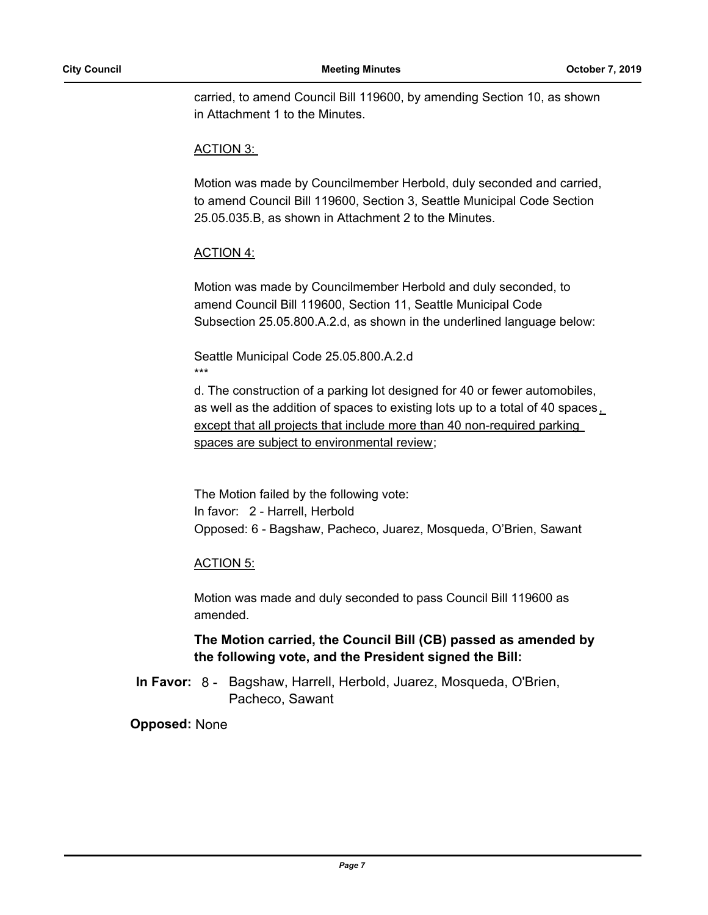carried, to amend Council Bill 119600, by amending Section 10, as shown in Attachment 1 to the Minutes.

ACTION 3:

Motion was made by Councilmember Herbold, duly seconded and carried, to amend Council Bill 119600, Section 3, Seattle Municipal Code Section 25.05.035.B, as shown in Attachment 2 to the Minutes.

ACTION 4:

Motion was made by Councilmember Herbold and duly seconded, to amend Council Bill 119600, Section 11, Seattle Municipal Code Subsection 25.05.800.A.2.d, as shown in the underlined language below:

Seattle Municipal Code 25.05.800.A.2.d

***

d. The construction of a parking lot designed for 40 or fewer automobiles, as well as the addition of spaces to existing lots up to a total of 40 spaces<u>, except that all projects that include more than 40 non-required parking spaces are subject to environmental review</u>;

The Motion failed by the following vote:
In favor: 2 - Harrell, Herbold
Opposed: 6 - Bagshaw, Pacheco, Juarez, Mosqueda, O'Brien, Sawant

ACTION 5:

Motion was made and duly seconded to pass Council Bill 119600 as amended.

**The Motion carried, the Council Bill (CB) passed as amended by the following vote, and the President signed the Bill:**

**In Favor:** 8 - Bagshaw, Harrell, Herbold, Juarez, Mosqueda, O'Brien, Pacheco, Sawant

**Opposed:** None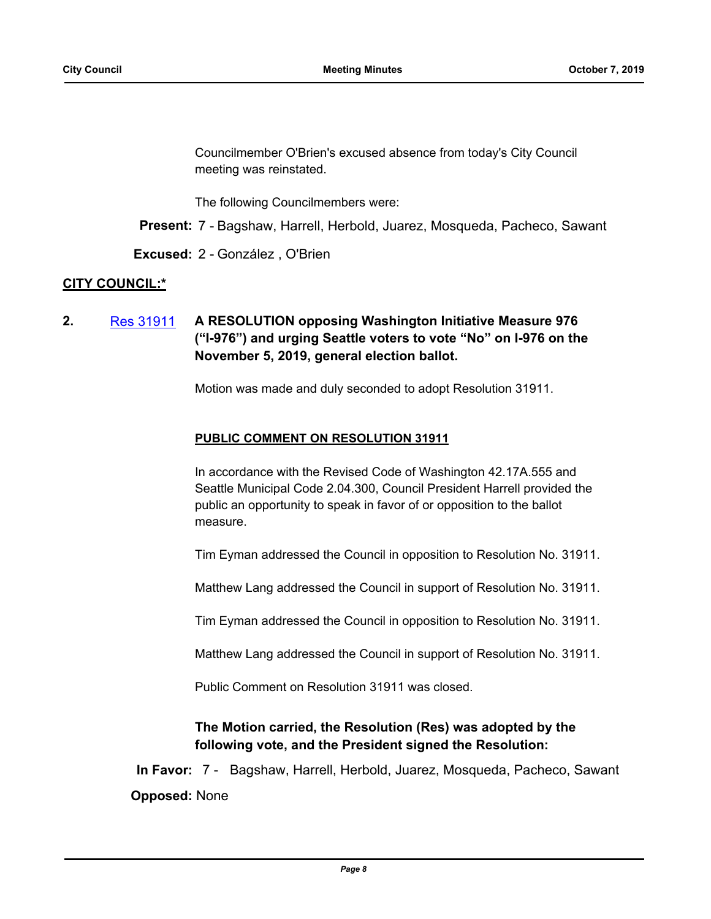Councilmember O'Brien's excused absence from today's City Council meeting was reinstated.

The following Councilmembers were:

**Present:** 7 - Bagshaw, Harrell, Herbold, Juarez, Mosqueda, Pacheco, Sawant

**Excused:** 2 - González , O'Brien

**CITY COUNCIL:***

**2.** Res 31911 **A RESOLUTION opposing Washington Initiative Measure 976 ("I-976") and urging Seattle voters to vote "No" on I-976 on the November 5, 2019, general election ballot.**

Motion was made and duly seconded to adopt Resolution 31911.

**PUBLIC COMMENT ON RESOLUTION 31911**

In accordance with the Revised Code of Washington 42.17A.555 and Seattle Municipal Code 2.04.300, Council President Harrell provided the public an opportunity to speak in favor of or opposition to the ballot measure.

Tim Eyman addressed the Council in opposition to Resolution No. 31911.

Matthew Lang addressed the Council in support of Resolution No. 31911.

Tim Eyman addressed the Council in opposition to Resolution No. 31911.

Matthew Lang addressed the Council in support of Resolution No. 31911.

Public Comment on Resolution 31911 was closed.

**The Motion carried, the Resolution (Res) was adopted by the following vote, and the President signed the Resolution:**

**In Favor:** 7 - Bagshaw, Harrell, Herbold, Juarez, Mosqueda, Pacheco, Sawant

**Opposed:** None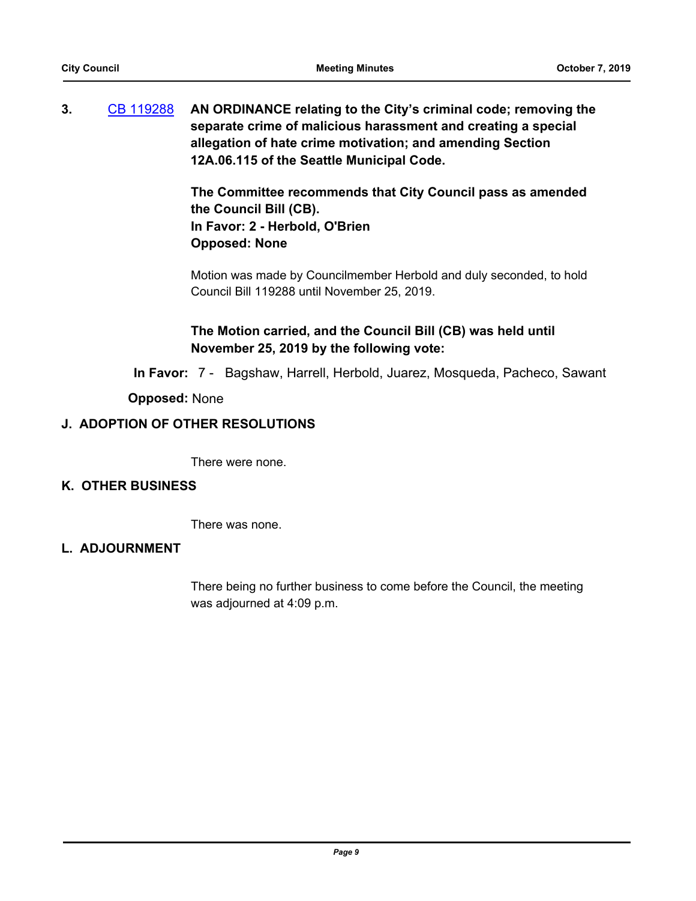3. [CB 119288](CB 119288) **AN ORDINANCE relating to the City's criminal code; removing the separate crime of malicious harassment and creating a special allegation of hate crime motivation; and amending Section 12A.06.115 of the Seattle Municipal Code.**

**The Committee recommends that City Council pass as amended the Council Bill (CB).**
**In Favor: 2 - Herbold, O'Brien**
**Opposed: None**

Motion was made by Councilmember Herbold and duly seconded, to hold Council Bill 119288 until November 25, 2019.

**The Motion carried, and the Council Bill (CB) was held until November 25, 2019 by the following vote:**

**In Favor:** 7 - Bagshaw, Harrell, Herbold, Juarez, Mosqueda, Pacheco, Sawant

**Opposed:** None

## J. ADOPTION OF OTHER RESOLUTIONS

There were none.

## K. OTHER BUSINESS

There was none.

## L. ADJOURNMENT

There being no further business to come before the Council, the meeting was adjourned at 4:09 p.m.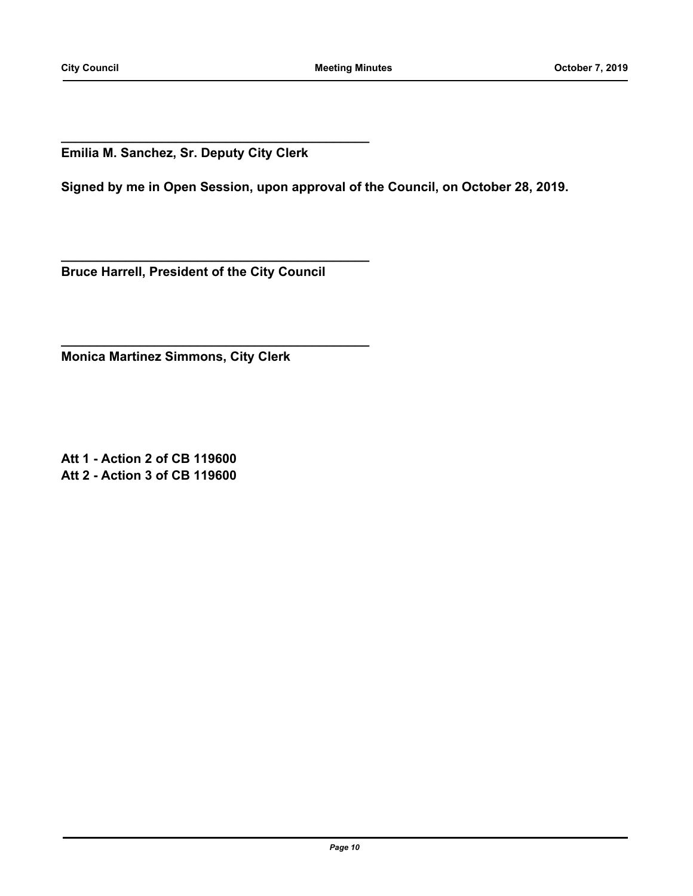\_\_\_\_\_\_\_\_\_\_\_\_\_\_\_\_\_\_\_\_\_\_\_\_\_\_\_\_\_\_\_\_\_\_\_\_\_\_\_\_

**Emilia M. Sanchez, Sr. Deputy City Clerk**

**Signed by me in Open Session, upon approval of the Council, on October 28, 2019.**

\_\_\_\_\_\_\_\_\_\_\_\_\_\_\_\_\_\_\_\_\_\_\_\_\_\_\_\_\_\_\_\_\_\_\_\_\_\_\_\_

**Bruce Harrell, President of the City Council**

\_\_\_\_\_\_\_\_\_\_\_\_\_\_\_\_\_\_\_\_\_\_\_\_\_\_\_\_\_\_\_\_\_\_\_\_\_\_\_\_

**Monica Martinez Simmons, City Clerk**

**Att 1 - Action 2 of CB 119600**
**Att 2 - Action 3 of CB 119600**